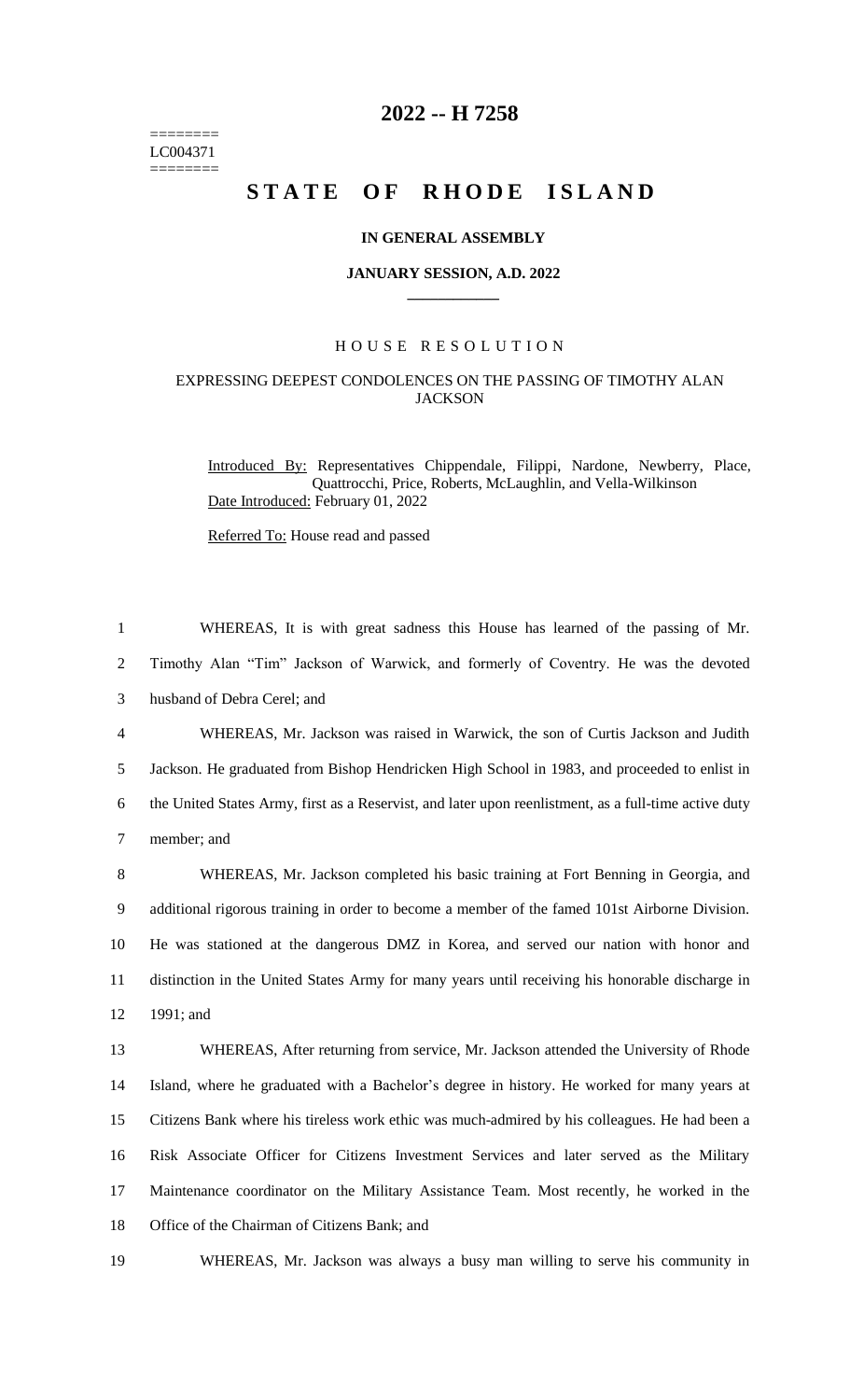# 2022 -- H 7258

========
LC004371
========

## STATE OF RHODE ISLAND

### IN GENERAL ASSEMBLY

### JANUARY SESSION, A.D. 2022

---

### HOUSE RESOLUTION

### EXPRESSING DEEPEST CONDOLENCES ON THE PASSING OF TIMOTHY ALAN JACKSON

Introduced By: Representatives Chippendale, Filippi, Nardone, Newberry, Place, Quattrocchi, Price, Roberts, McLaughlin, and Vella-Wilkinson

Date Introduced: February 01, 2022

Referred To: House read and passed

1 WHEREAS, It is with great sadness this House has learned of the passing of Mr.
2 Timothy Alan "Tim" Jackson of Warwick, and formerly of Coventry. He was the devoted
3 husband of Debra Cerel; and

4 WHEREAS, Mr. Jackson was raised in Warwick, the son of Curtis Jackson and Judith
5 Jackson. He graduated from Bishop Hendricken High School in 1983, and proceeded to enlist in
6 the United States Army, first as a Reservist, and later upon reenlistment, as a full-time active duty
7 member; and

8 WHEREAS, Mr. Jackson completed his basic training at Fort Benning in Georgia, and
9 additional rigorous training in order to become a member of the famed 101st Airborne Division.
10 He was stationed at the dangerous DMZ in Korea, and served our nation with honor and
11 distinction in the United States Army for many years until receiving his honorable discharge in
12 1991; and

13 WHEREAS, After returning from service, Mr. Jackson attended the University of Rhode
14 Island, where he graduated with a Bachelor's degree in history. He worked for many years at
15 Citizens Bank where his tireless work ethic was much-admired by his colleagues. He had been a
16 Risk Associate Officer for Citizens Investment Services and later served as the Military
17 Maintenance coordinator on the Military Assistance Team. Most recently, he worked in the
18 Office of the Chairman of Citizens Bank; and

19 WHEREAS, Mr. Jackson was always a busy man willing to serve his community in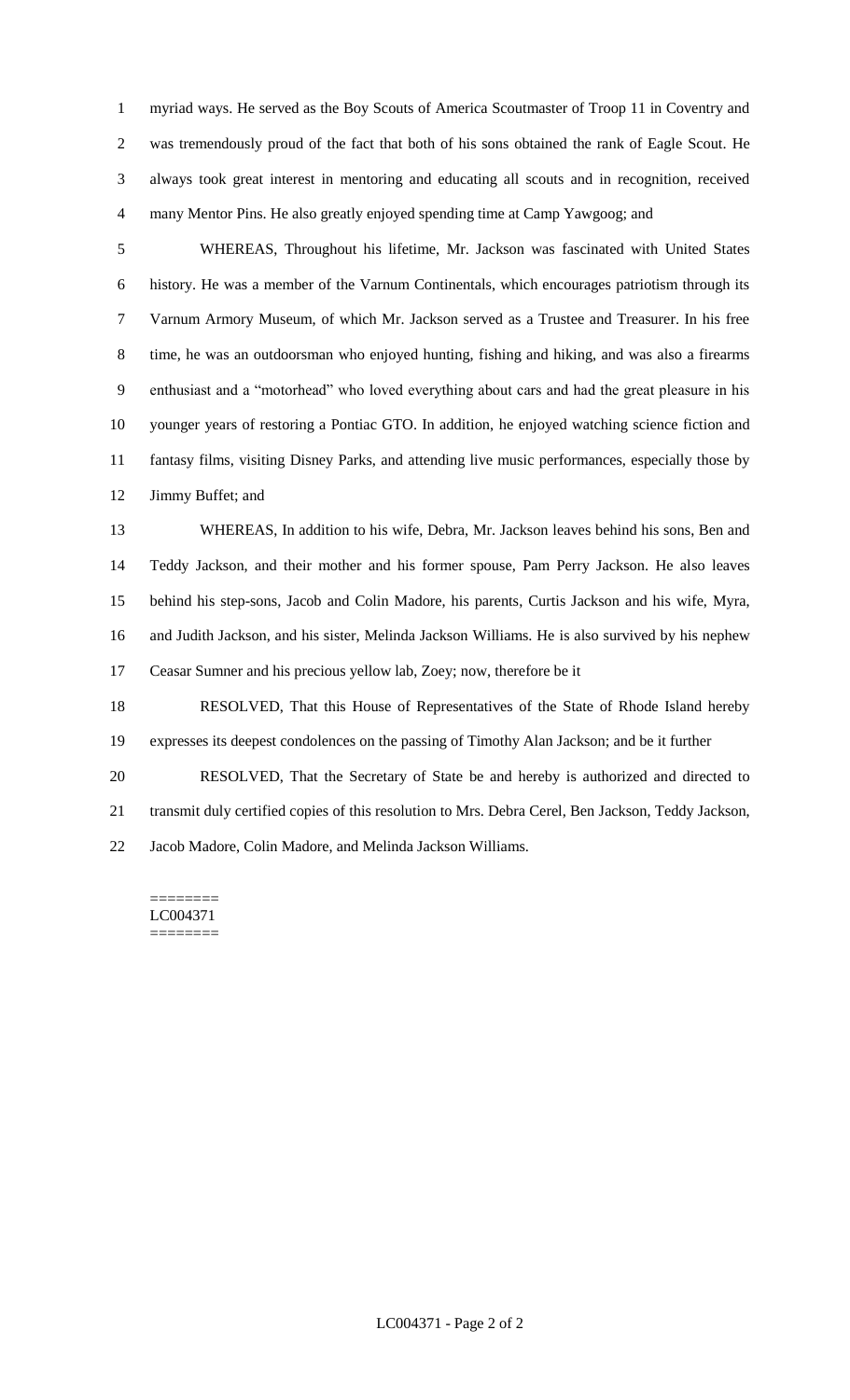myriad ways. He served as the Boy Scouts of America Scoutmaster of Troop 11 in Coventry and was tremendously proud of the fact that both of his sons obtained the rank of Eagle Scout. He always took great interest in mentoring and educating all scouts and in recognition, received many Mentor Pins. He also greatly enjoyed spending time at Camp Yawgoog; and

WHEREAS, Throughout his lifetime, Mr. Jackson was fascinated with United States history. He was a member of the Varnum Continentals, which encourages patriotism through its Varnum Armory Museum, of which Mr. Jackson served as a Trustee and Treasurer. In his free time, he was an outdoorsman who enjoyed hunting, fishing and hiking, and was also a firearms enthusiast and a "motorhead" who loved everything about cars and had the great pleasure in his younger years of restoring a Pontiac GTO. In addition, he enjoyed watching science fiction and fantasy films, visiting Disney Parks, and attending live music performances, especially those by Jimmy Buffet; and

WHEREAS, In addition to his wife, Debra, Mr. Jackson leaves behind his sons, Ben and Teddy Jackson, and their mother and his former spouse, Pam Perry Jackson. He also leaves behind his step-sons, Jacob and Colin Madore, his parents, Curtis Jackson and his wife, Myra, and Judith Jackson, and his sister, Melinda Jackson Williams. He is also survived by his nephew Ceasar Sumner and his precious yellow lab, Zoey; now, therefore be it

RESOLVED, That this House of Representatives of the State of Rhode Island hereby expresses its deepest condolences on the passing of Timothy Alan Jackson; and be it further

RESOLVED, That the Secretary of State be and hereby is authorized and directed to transmit duly certified copies of this resolution to Mrs. Debra Cerel, Ben Jackson, Teddy Jackson, Jacob Madore, Colin Madore, and Melinda Jackson Williams.

========
LC004371
========